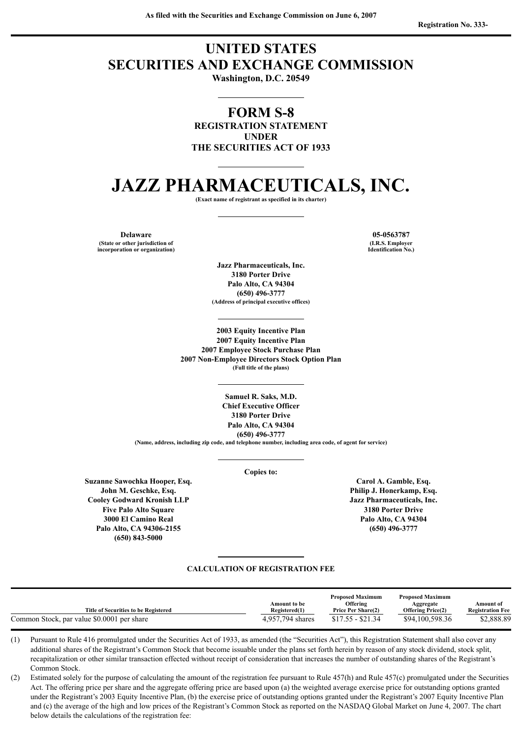As filed with the Securities and Exchange Commission on June 6, 2007

Registration No. 333-

# UNITED STATES SECURITIES AND EXCHANGE COMMISSION

**Washington, D.C. 20549**

## FORM S-8

**REGISTRATION STATEMENT UNDER THE SECURITIES ACT OF 1933**

# JAZZ PHARMACEUTICALS, INC.

(Exact name of registrant as specified in its charter)

| | |
|---|---|
| **Delaware** | **05-0563787** |
| (State or other jurisdiction of incorporation or organization) | (I.R.S. Employer Identification No.) |

**Jazz Pharmaceuticals, Inc.**
**3180 Porter Drive**
**Palo Alto, CA 94304**
**(650) 496-3777**
(Address of principal executive offices)

**2003 Equity Incentive Plan**
**2007 Equity Incentive Plan**
**2007 Employee Stock Purchase Plan**
**2007 Non-Employee Directors Stock Option Plan**
(Full title of the plans)

**Samuel R. Saks, M.D.**
**Chief Executive Officer**
**3180 Porter Drive**
**Palo Alto, CA 94304**
**(650) 496-3777**
(Name, address, including zip code, and telephone number, including area code, of agent for service)

**Copies to:**

| | |
|---|---|
| **Suzanne Sawochka Hooper, Esq.** | **Carol A. Gamble, Esq.** |
| **John M. Geschke, Esq.** | **Philip J. Honerkamp, Esq.** |
| **Cooley Godward Kronish LLP** | **Jazz Pharmaceuticals, Inc.** |
| **Five Palo Alto Square** | **3180 Porter Drive** |
| **3000 El Camino Real** | **Palo Alto, CA 94304** |
| **Palo Alto, CA 94306-2155** | **(650) 496-3777** |
| **(650) 843-5000** | |

**CALCULATION OF REGISTRATION FEE**

| Title of Securities to be Registered | Amount to be Registered(1) | Proposed Maximum Offering Price Per Share(2) | Proposed Maximum Aggregate Offering Price(2) | Amount of Registration Fee |
|---|---|---|---|---|
| Common Stock, par value $0.0001 per share | 4,957,794 shares | $17.55 - $21.34 | $94,100,598.36 | $2,888.89 |

(1) Pursuant to Rule 416 promulgated under the Securities Act of 1933, as amended (the "Securities Act"), this Registration Statement shall also cover any additional shares of the Registrant's Common Stock that become issuable under the plans set forth herein by reason of any stock dividend, stock split, recapitalization or other similar transaction effected without receipt of consideration that increases the number of outstanding shares of the Registrant's Common Stock.

(2) Estimated solely for the purpose of calculating the amount of the registration fee pursuant to Rule 457(h) and Rule 457(c) promulgated under the Securities Act. The offering price per share and the aggregate offering price are based upon (a) the weighted average exercise price for outstanding options granted under the Registrant's 2003 Equity Incentive Plan, (b) the exercise price of outstanding options granted under the Registrant's 2007 Equity Incentive Plan and (c) the average of the high and low prices of the Registrant's Common Stock as reported on the NASDAQ Global Market on June 4, 2007. The chart below details the calculations of the registration fee: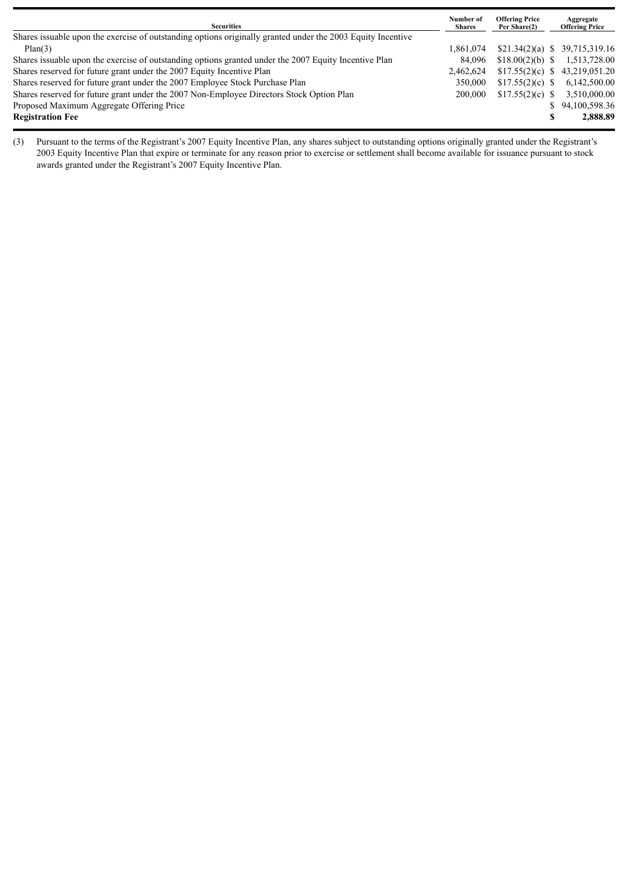| Securities | Number of Shares | Offering Price Per Share(2) | Aggregate Offering Price |
| --- | --- | --- | --- |
| Shares issuable upon the exercise of outstanding options originally granted under the 2003 Equity Incentive Plan(3) | 1,861,074 | $21.34(2)(a) | $ 39,715,319.16 |
| Shares issuable upon the exercise of outstanding options granted under the 2007 Equity Incentive Plan | 84,096 | $18.00(2)(b) | $ 1,513,728.00 |
| Shares reserved for future grant under the 2007 Equity Incentive Plan | 2,462,624 | $17.55(2)(c) | $ 43,219,051.20 |
| Shares reserved for future grant under the 2007 Employee Stock Purchase Plan | 350,000 | $17.55(2)(c) | $ 6,142,500.00 |
| Shares reserved for future grant under the 2007 Non-Employee Directors Stock Option Plan | 200,000 | $17.55(2)(c) | $ 3,510,000.00 |
| Proposed Maximum Aggregate Offering Price | | | $ 94,100,598.36 |
| **Registration Fee** | | | **$ 2,888.89** |

(3) Pursuant to the terms of the Registrant's 2007 Equity Incentive Plan, any shares subject to outstanding options originally granted under the Registrant's 2003 Equity Incentive Plan that expire or terminate for any reason prior to exercise or settlement shall become available for issuance pursuant to stock awards granted under the Registrant's 2007 Equity Incentive Plan.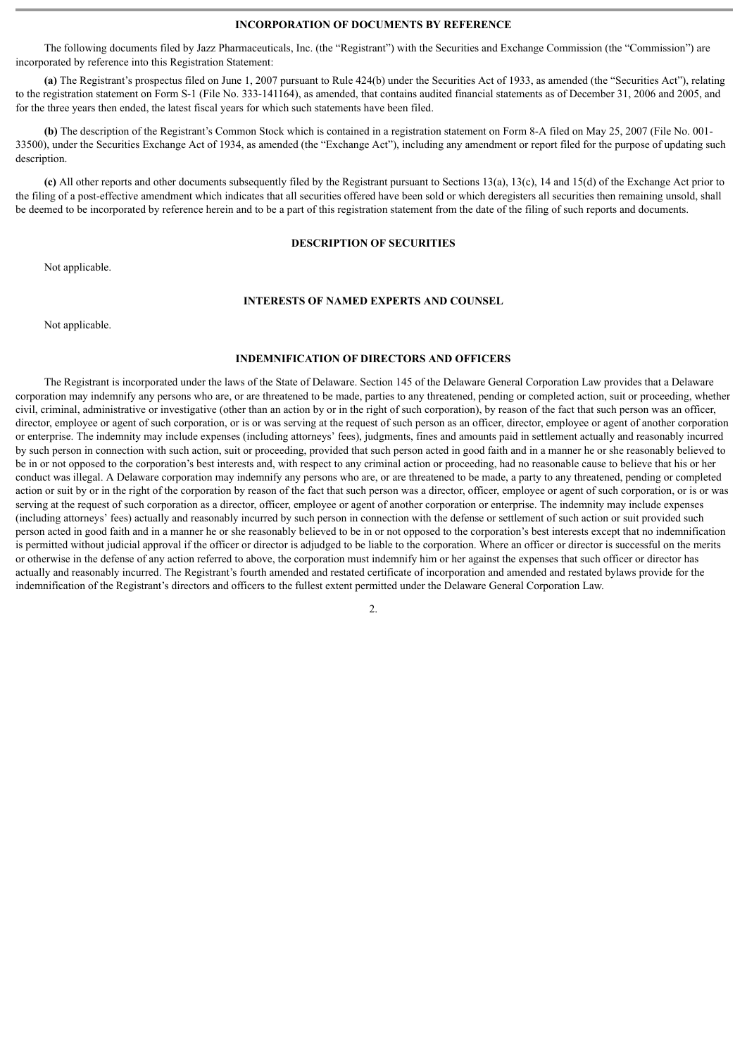## INCORPORATION OF DOCUMENTS BY REFERENCE

The following documents filed by Jazz Pharmaceuticals, Inc. (the "Registrant") with the Securities and Exchange Commission (the "Commission") are incorporated by reference into this Registration Statement:

**(a)** The Registrant's prospectus filed on June 1, 2007 pursuant to Rule 424(b) under the Securities Act of 1933, as amended (the "Securities Act"), relating to the registration statement on Form S-1 (File No. 333-141164), as amended, that contains audited financial statements as of December 31, 2006 and 2005, and for the three years then ended, the latest fiscal years for which such statements have been filed.

**(b)** The description of the Registrant's Common Stock which is contained in a registration statement on Form 8-A filed on May 25, 2007 (File No. 001-33500), under the Securities Exchange Act of 1934, as amended (the "Exchange Act"), including any amendment or report filed for the purpose of updating such description.

**(c)** All other reports and other documents subsequently filed by the Registrant pursuant to Sections 13(a), 13(c), 14 and 15(d) of the Exchange Act prior to the filing of a post-effective amendment which indicates that all securities offered have been sold or which deregisters all securities then remaining unsold, shall be deemed to be incorporated by reference herein and to be a part of this registration statement from the date of the filing of such reports and documents.

## DESCRIPTION OF SECURITIES

Not applicable.

## INTERESTS OF NAMED EXPERTS AND COUNSEL

Not applicable.

## INDEMNIFICATION OF DIRECTORS AND OFFICERS

The Registrant is incorporated under the laws of the State of Delaware. Section 145 of the Delaware General Corporation Law provides that a Delaware corporation may indemnify any persons who are, or are threatened to be made, parties to any threatened, pending or completed action, suit or proceeding, whether civil, criminal, administrative or investigative (other than an action by or in the right of such corporation), by reason of the fact that such person was an officer, director, employee or agent of such corporation, or is or was serving at the request of such person as an officer, director, employee or agent of another corporation or enterprise. The indemnity may include expenses (including attorneys' fees), judgments, fines and amounts paid in settlement actually and reasonably incurred by such person in connection with such action, suit or proceeding, provided that such person acted in good faith and in a manner he or she reasonably believed to be in or not opposed to the corporation's best interests and, with respect to any criminal action or proceeding, had no reasonable cause to believe that his or her conduct was illegal. A Delaware corporation may indemnify any persons who are, or are threatened to be made, a party to any threatened, pending or completed action or suit by or in the right of the corporation by reason of the fact that such person was a director, officer, employee or agent of such corporation, or is or was serving at the request of such corporation as a director, officer, employee or agent of another corporation or enterprise. The indemnity may include expenses (including attorneys' fees) actually and reasonably incurred by such person in connection with the defense or settlement of such action or suit provided such person acted in good faith and in a manner he or she reasonably believed to be in or not opposed to the corporation's best interests except that no indemnification is permitted without judicial approval if the officer or director is adjudged to be liable to the corporation. Where an officer or director is successful on the merits or otherwise in the defense of any action referred to above, the corporation must indemnify him or her against the expenses that such officer or director has actually and reasonably incurred. The Registrant's fourth amended and restated certificate of incorporation and amended and restated bylaws provide for the indemnification of the Registrant's directors and officers to the fullest extent permitted under the Delaware General Corporation Law.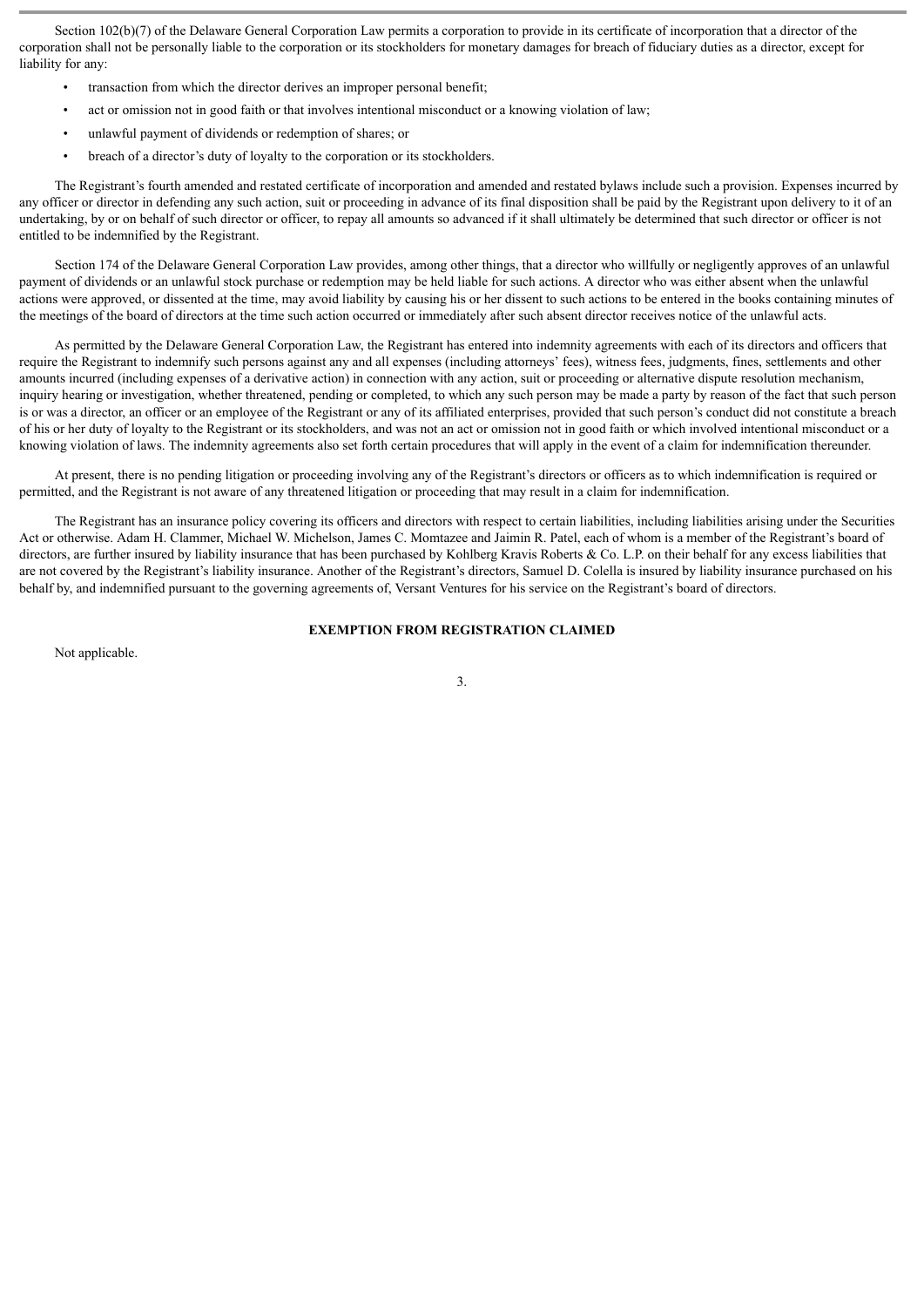Section 102(b)(7) of the Delaware General Corporation Law permits a corporation to provide in its certificate of incorporation that a director of the corporation shall not be personally liable to the corporation or its stockholders for monetary damages for breach of fiduciary duties as a director, except for liability for any:

- transaction from which the director derives an improper personal benefit;
- act or omission not in good faith or that involves intentional misconduct or a knowing violation of law;
- unlawful payment of dividends or redemption of shares; or
- breach of a director's duty of loyalty to the corporation or its stockholders.

The Registrant's fourth amended and restated certificate of incorporation and amended and restated bylaws include such a provision. Expenses incurred by any officer or director in defending any such action, suit or proceeding in advance of its final disposition shall be paid by the Registrant upon delivery to it of an undertaking, by or on behalf of such director or officer, to repay all amounts so advanced if it shall ultimately be determined that such director or officer is not entitled to be indemnified by the Registrant.

Section 174 of the Delaware General Corporation Law provides, among other things, that a director who willfully or negligently approves of an unlawful payment of dividends or an unlawful stock purchase or redemption may be held liable for such actions. A director who was either absent when the unlawful actions were approved, or dissented at the time, may avoid liability by causing his or her dissent to such actions to be entered in the books containing minutes of the meetings of the board of directors at the time such action occurred or immediately after such absent director receives notice of the unlawful acts.

As permitted by the Delaware General Corporation Law, the Registrant has entered into indemnity agreements with each of its directors and officers that require the Registrant to indemnify such persons against any and all expenses (including attorneys' fees), witness fees, judgments, fines, settlements and other amounts incurred (including expenses of a derivative action) in connection with any action, suit or proceeding or alternative dispute resolution mechanism, inquiry hearing or investigation, whether threatened, pending or completed, to which any such person may be made a party by reason of the fact that such person is or was a director, an officer or an employee of the Registrant or any of its affiliated enterprises, provided that such person's conduct did not constitute a breach of his or her duty of loyalty to the Registrant or its stockholders, and was not an act or omission not in good faith or which involved intentional misconduct or a knowing violation of laws. The indemnity agreements also set forth certain procedures that will apply in the event of a claim for indemnification thereunder.

At present, there is no pending litigation or proceeding involving any of the Registrant's directors or officers as to which indemnification is required or permitted, and the Registrant is not aware of any threatened litigation or proceeding that may result in a claim for indemnification.

The Registrant has an insurance policy covering its officers and directors with respect to certain liabilities, including liabilities arising under the Securities Act or otherwise. Adam H. Clammer, Michael W. Michelson, James C. Momtazee and Jaimin R. Patel, each of whom is a member of the Registrant's board of directors, are further insured by liability insurance that has been purchased by Kohlberg Kravis Roberts & Co. L.P. on their behalf for any excess liabilities that are not covered by the Registrant's liability insurance. Another of the Registrant's directors, Samuel D. Colella is insured by liability insurance purchased on his behalf by, and indemnified pursuant to the governing agreements of, Versant Ventures for his service on the Registrant's board of directors.

**EXEMPTION FROM REGISTRATION CLAIMED**

Not applicable.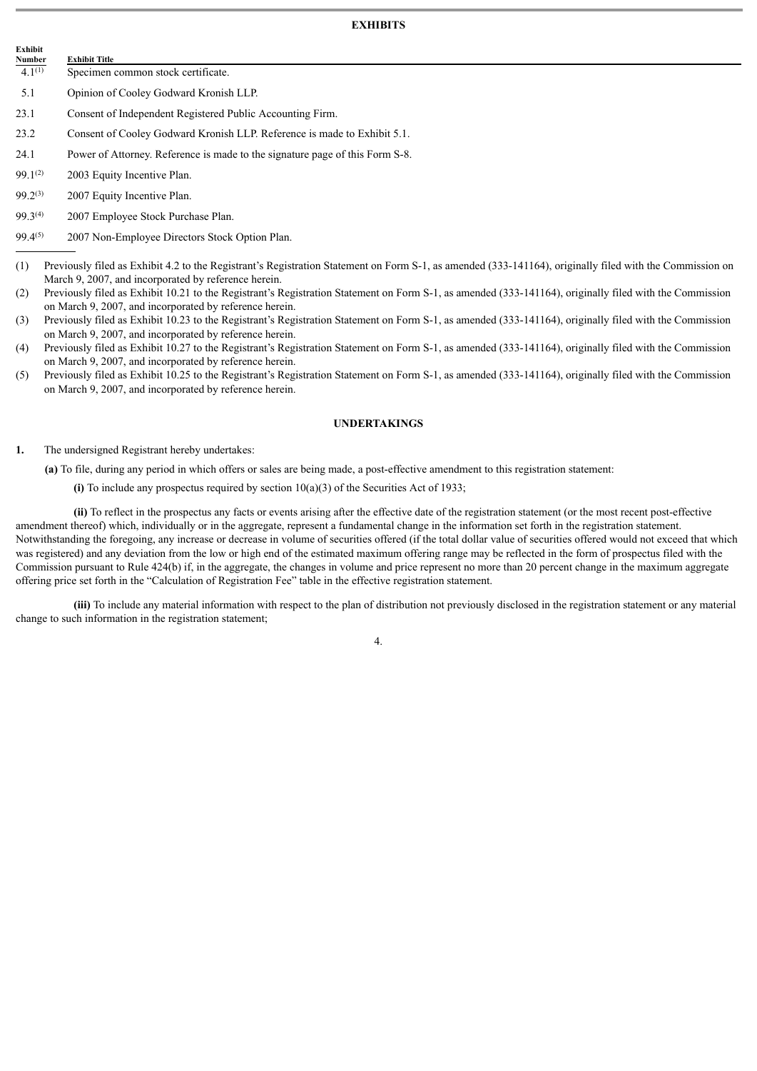## EXHIBITS

| Exhibit Number | Exhibit Title |
|---|---|
| 4.1[(1)] | Specimen common stock certificate. |
| 5.1 | Opinion of Cooley Godward Kronish LLP. |
| 23.1 | Consent of Independent Registered Public Accounting Firm. |
| 23.2 | Consent of Cooley Godward Kronish LLP. Reference is made to Exhibit 5.1. |
| 24.1 | Power of Attorney. Reference is made to the signature page of this Form S-8. |
| 99.1[(2)] | 2003 Equity Incentive Plan. |
| 99.2[(3)] | 2007 Equity Incentive Plan. |
| 99.3[(4)] | 2007 Employee Stock Purchase Plan. |
| 99.4[(5)] | 2007 Non-Employee Directors Stock Option Plan. |

(1) Previously filed as Exhibit 4.2 to the Registrant's Registration Statement on Form S-1, as amended (333-141164), originally filed with the Commission on March 9, 2007, and incorporated by reference herein.

(2) Previously filed as Exhibit 10.21 to the Registrant's Registration Statement on Form S-1, as amended (333-141164), originally filed with the Commission on March 9, 2007, and incorporated by reference herein.

(3) Previously filed as Exhibit 10.23 to the Registrant's Registration Statement on Form S-1, as amended (333-141164), originally filed with the Commission on March 9, 2007, and incorporated by reference herein.

(4) Previously filed as Exhibit 10.27 to the Registrant's Registration Statement on Form S-1, as amended (333-141164), originally filed with the Commission on March 9, 2007, and incorporated by reference herein.

(5) Previously filed as Exhibit 10.25 to the Registrant's Registration Statement on Form S-1, as amended (333-141164), originally filed with the Commission on March 9, 2007, and incorporated by reference herein.

## UNDERTAKINGS

**1.** The undersigned Registrant hereby undertakes:

**(a)** To file, during any period in which offers or sales are being made, a post-effective amendment to this registration statement:

**(i)** To include any prospectus required by section 10(a)(3) of the Securities Act of 1933;

**(ii)** To reflect in the prospectus any facts or events arising after the effective date of the registration statement (or the most recent post-effective amendment thereof) which, individually or in the aggregate, represent a fundamental change in the information set forth in the registration statement. Notwithstanding the foregoing, any increase or decrease in volume of securities offered (if the total dollar value of securities offered would not exceed that which was registered) and any deviation from the low or high end of the estimated maximum offering range may be reflected in the form of prospectus filed with the Commission pursuant to Rule 424(b) if, in the aggregate, the changes in volume and price represent no more than 20 percent change in the maximum aggregate offering price set forth in the "Calculation of Registration Fee" table in the effective registration statement.

**(iii)** To include any material information with respect to the plan of distribution not previously disclosed in the registration statement or any material change to such information in the registration statement;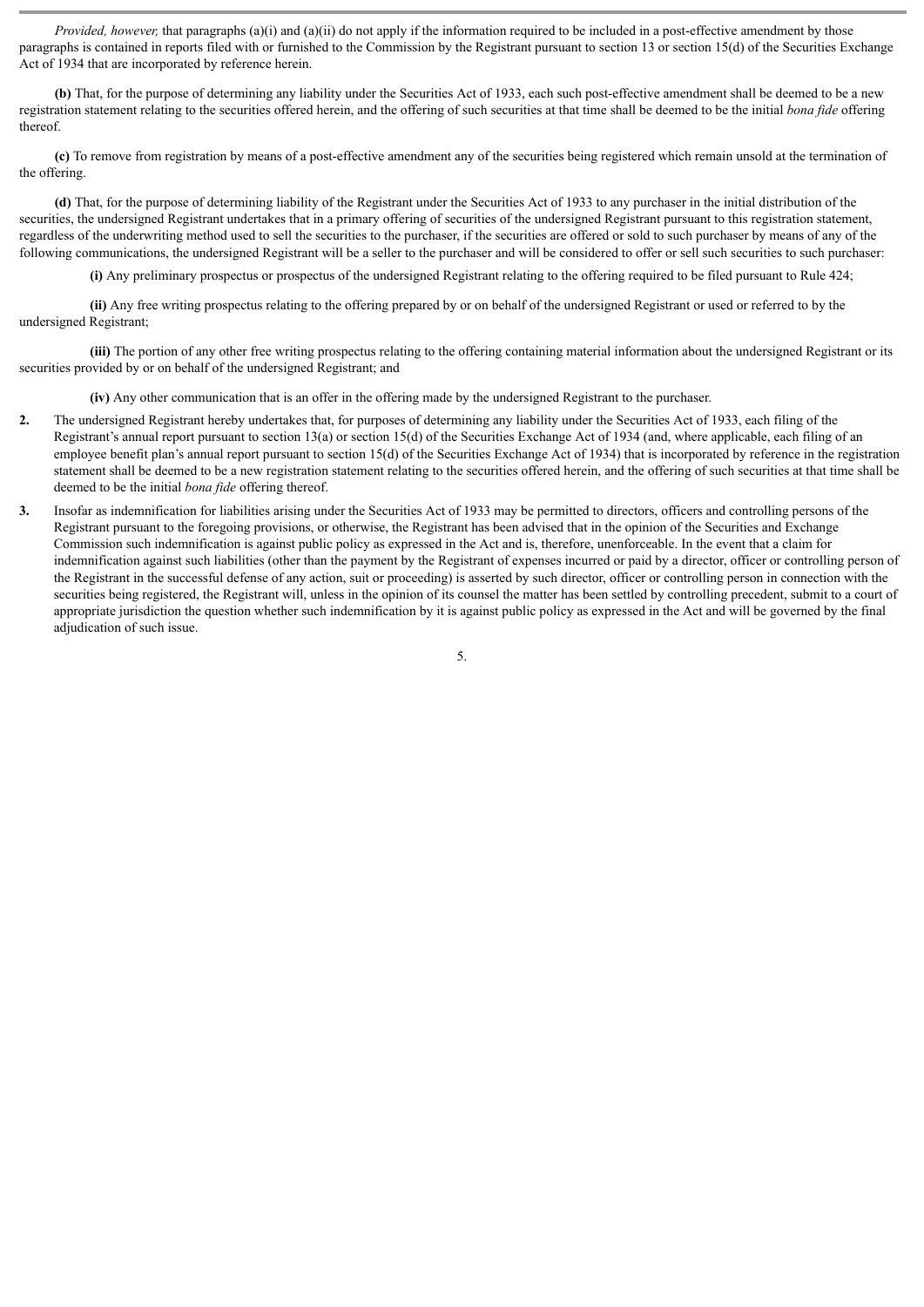*Provided, however,* that paragraphs (a)(i) and (a)(ii) do not apply if the information required to be included in a post-effective amendment by those paragraphs is contained in reports filed with or furnished to the Commission by the Registrant pursuant to section 13 or section 15(d) of the Securities Exchange Act of 1934 that are incorporated by reference herein.

**(b)** That, for the purpose of determining any liability under the Securities Act of 1933, each such post-effective amendment shall be deemed to be a new registration statement relating to the securities offered herein, and the offering of such securities at that time shall be deemed to be the initial *bona fide* offering thereof.

**(c)** To remove from registration by means of a post-effective amendment any of the securities being registered which remain unsold at the termination of the offering.

**(d)** That, for the purpose of determining liability of the Registrant under the Securities Act of 1933 to any purchaser in the initial distribution of the securities, the undersigned Registrant undertakes that in a primary offering of securities of the undersigned Registrant pursuant to this registration statement, regardless of the underwriting method used to sell the securities to the purchaser, if the securities are offered or sold to such purchaser by means of any of the following communications, the undersigned Registrant will be a seller to the purchaser and will be considered to offer or sell such securities to such purchaser:

**(i)** Any preliminary prospectus or prospectus of the undersigned Registrant relating to the offering required to be filed pursuant to Rule 424;

**(ii)** Any free writing prospectus relating to the offering prepared by or on behalf of the undersigned Registrant or used or referred to by the undersigned Registrant;

**(iii)** The portion of any other free writing prospectus relating to the offering containing material information about the undersigned Registrant or its securities provided by or on behalf of the undersigned Registrant; and

**(iv)** Any other communication that is an offer in the offering made by the undersigned Registrant to the purchaser.

**2.** The undersigned Registrant hereby undertakes that, for purposes of determining any liability under the Securities Act of 1933, each filing of the Registrant's annual report pursuant to section 13(a) or section 15(d) of the Securities Exchange Act of 1934 (and, where applicable, each filing of an employee benefit plan's annual report pursuant to section 15(d) of the Securities Exchange Act of 1934) that is incorporated by reference in the registration statement shall be deemed to be a new registration statement relating to the securities offered herein, and the offering of such securities at that time shall be deemed to be the initial *bona fide* offering thereof.

**3.** Insofar as indemnification for liabilities arising under the Securities Act of 1933 may be permitted to directors, officers and controlling persons of the Registrant pursuant to the foregoing provisions, or otherwise, the Registrant has been advised that in the opinion of the Securities and Exchange Commission such indemnification is against public policy as expressed in the Act and is, therefore, unenforceable. In the event that a claim for indemnification against such liabilities (other than the payment by the Registrant of expenses incurred or paid by a director, officer or controlling person of the Registrant in the successful defense of any action, suit or proceeding) is asserted by such director, officer or controlling person in connection with the securities being registered, the Registrant will, unless in the opinion of its counsel the matter has been settled by controlling precedent, submit to a court of appropriate jurisdiction the question whether such indemnification by it is against public policy as expressed in the Act and will be governed by the final adjudication of such issue.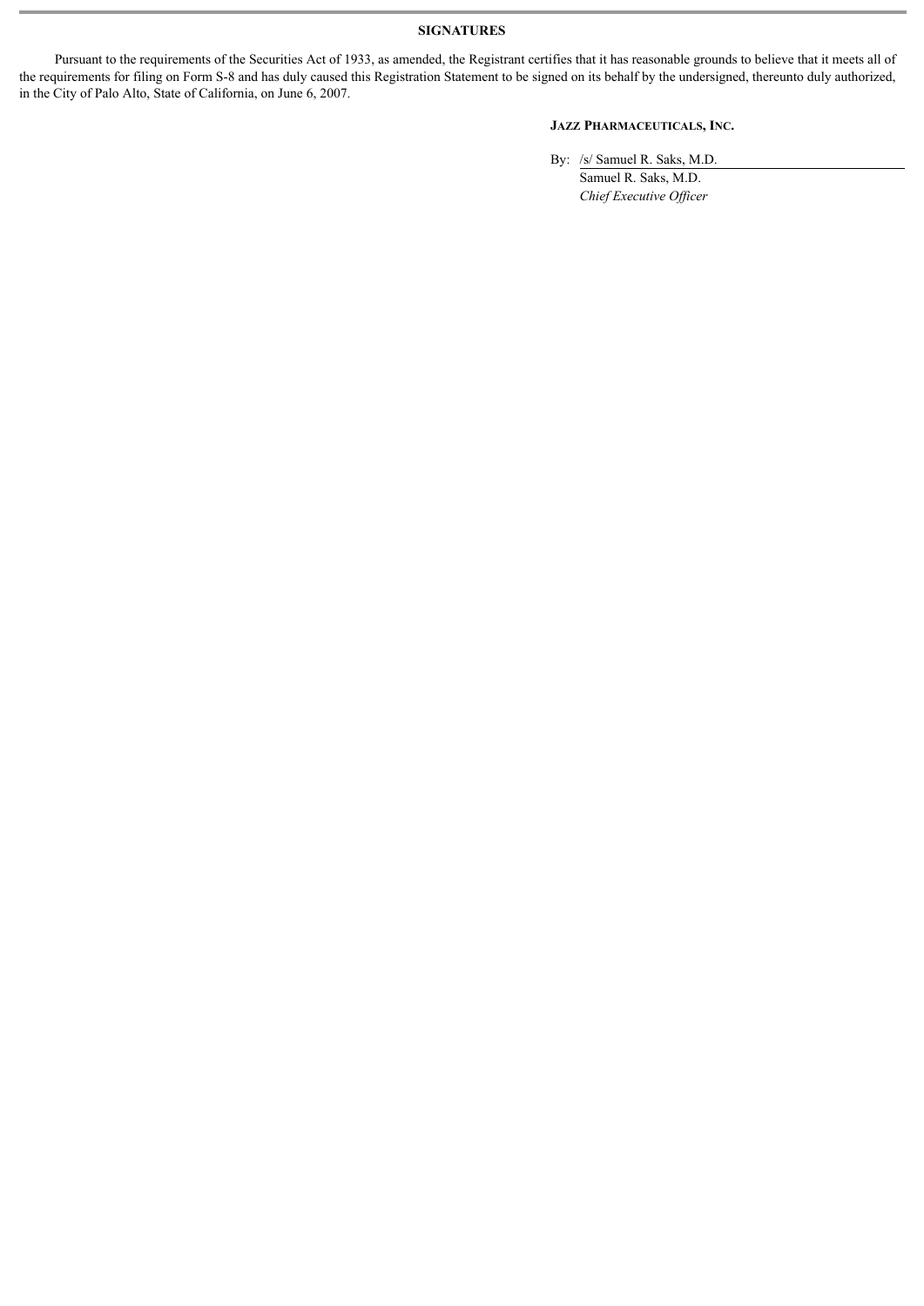**SIGNATURES**

Pursuant to the requirements of the Securities Act of 1933, as amended, the Registrant certifies that it has reasonable grounds to believe that it meets all of the requirements for filing on Form S-8 and has duly caused this Registration Statement to be signed on its behalf by the undersigned, thereunto duly authorized, in the City of Palo Alto, State of California, on June 6, 2007.

**JAZZ PHARMACEUTICALS, INC.**

By: /s/ Samuel R. Saks, M.D.

Samuel R. Saks, M.D.

*Chief Executive Officer*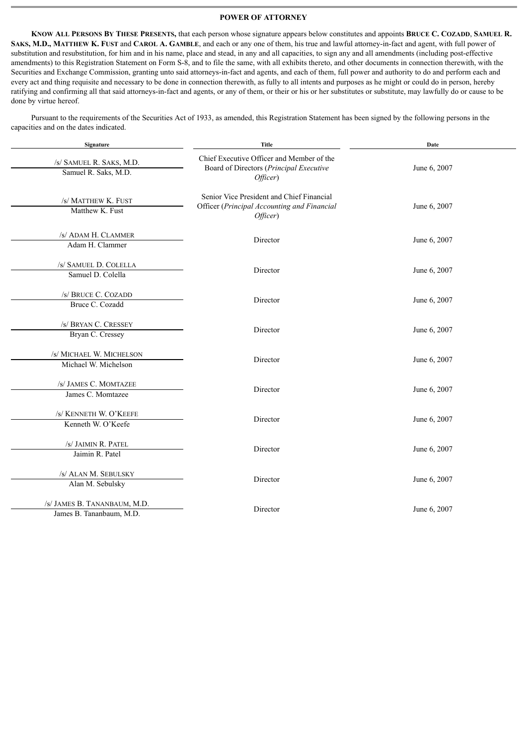## POWER OF ATTORNEY

**KNOW ALL PERSONS BY THESE PRESENTS,** that each person whose signature appears below constitutes and appoints **BRUCE C. COZADD**, **SAMUEL R. SAKS, M.D., MATTHEW K. FUST** and **CAROL A. GAMBLE**, and each or any one of them, his true and lawful attorney-in-fact and agent, with full power of substitution and resubstitution, for him and in his name, place and stead, in any and all capacities, to sign any and all amendments (including post-effective amendments) to this Registration Statement on Form S-8, and to file the same, with all exhibits thereto, and other documents in connection therewith, with the Securities and Exchange Commission, granting unto said attorneys-in-fact and agents, and each of them, full power and authority to do and perform each and every act and thing requisite and necessary to be done in connection therewith, as fully to all intents and purposes as he might or could do in person, hereby ratifying and confirming all that said attorneys-in-fact and agents, or any of them, or their or his or her substitutes or substitute, may lawfully do or cause to be done by virtue hereof.

Pursuant to the requirements of the Securities Act of 1933, as amended, this Registration Statement has been signed by the following persons in the capacities and on the dates indicated.

| Signature | Title | Date |
|---|---|---|
| /s/ SAMUEL R. SAKS, M.D.<br>Samuel R. Saks, M.D. | Chief Executive Officer and Member of the Board of Directors (*Principal Executive Officer*) | June 6, 2007 |
| /s/ MATTHEW K. FUST<br>Matthew K. Fust | Senior Vice President and Chief Financial Officer (*Principal Accounting and Financial Officer*) | June 6, 2007 |
| /s/ ADAM H. CLAMMER<br>Adam H. Clammer | Director | June 6, 2007 |
| /s/ SAMUEL D. COLELLA<br>Samuel D. Colella | Director | June 6, 2007 |
| /s/ BRUCE C. COZADD<br>Bruce C. Cozadd | Director | June 6, 2007 |
| /s/ BRYAN C. CRESSEY<br>Bryan C. Cressey | Director | June 6, 2007 |
| /s/ MICHAEL W. MICHELSON<br>Michael W. Michelson | Director | June 6, 2007 |
| /s/ JAMES C. MOMTAZEE<br>James C. Momtazee | Director | June 6, 2007 |
| /s/ KENNETH W. O'KEEFE<br>Kenneth W. O'Keefe | Director | June 6, 2007 |
| /s/ JAIMIN R. PATEL<br>Jaimin R. Patel | Director | June 6, 2007 |
| /s/ ALAN M. SEBULSKY<br>Alan M. Sebulsky | Director | June 6, 2007 |
| /s/ JAMES B. TANANBAUM, M.D.<br>James B. Tananbaum, M.D. | Director | June 6, 2007 |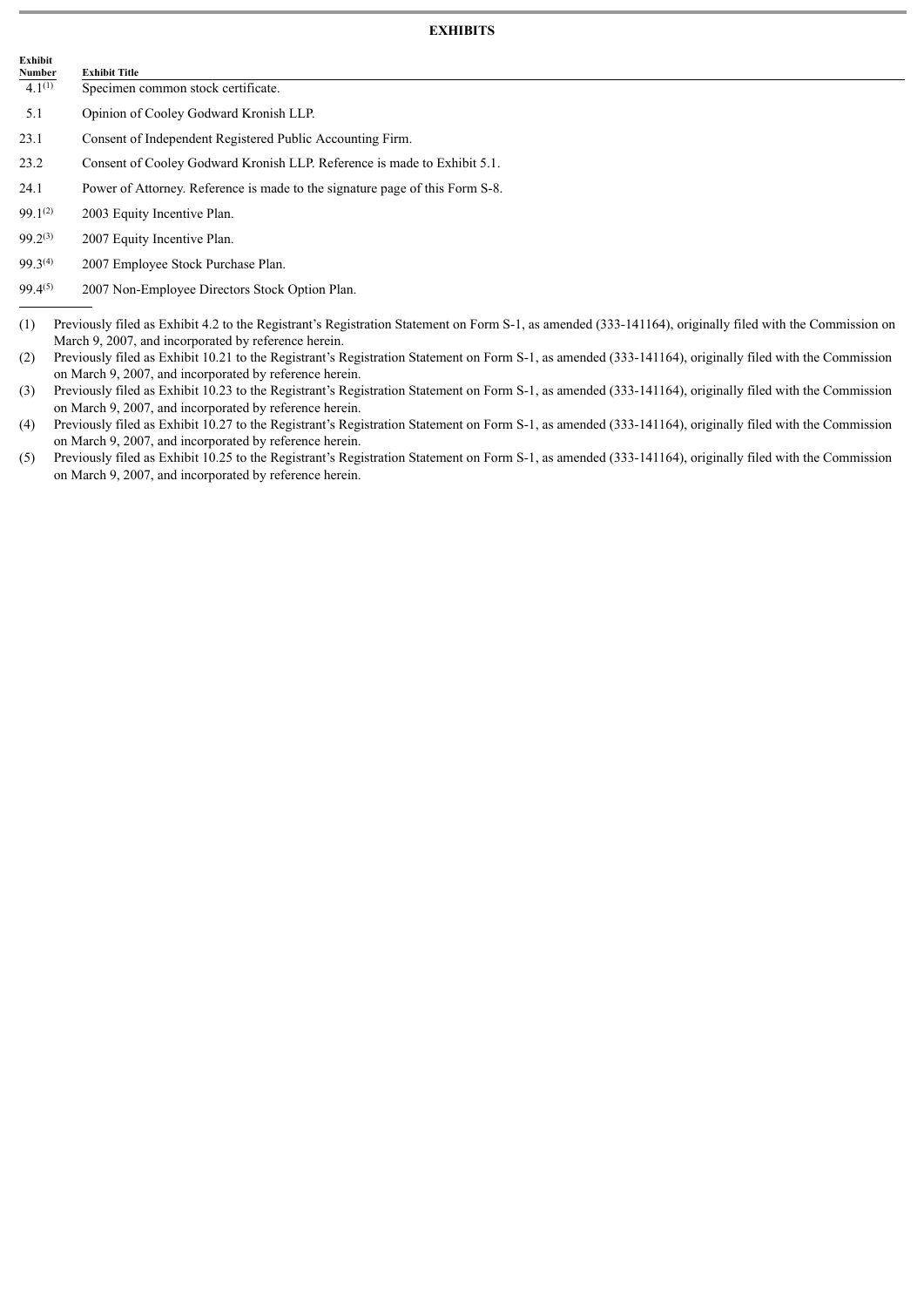## EXHIBITS

| Exhibit Number | Exhibit Title |
|---|---|
| 4.1[(1)] | Specimen common stock certificate. |
| 5.1 | Opinion of Cooley Godward Kronish LLP. |
| 23.1 | Consent of Independent Registered Public Accounting Firm. |
| 23.2 | Consent of Cooley Godward Kronish LLP. Reference is made to Exhibit 5.1. |
| 24.1 | Power of Attorney. Reference is made to the signature page of this Form S-8. |
| 99.1[(2)] | 2003 Equity Incentive Plan. |
| 99.2[(3)] | 2007 Equity Incentive Plan. |
| 99.3[(4)] | 2007 Employee Stock Purchase Plan. |
| 99.4[(5)] | 2007 Non-Employee Directors Stock Option Plan. |

(1) Previously filed as Exhibit 4.2 to the Registrant's Registration Statement on Form S-1, as amended (333-141164), originally filed with the Commission on March 9, 2007, and incorporated by reference herein.

(2) Previously filed as Exhibit 10.21 to the Registrant's Registration Statement on Form S-1, as amended (333-141164), originally filed with the Commission on March 9, 2007, and incorporated by reference herein.

(3) Previously filed as Exhibit 10.23 to the Registrant's Registration Statement on Form S-1, as amended (333-141164), originally filed with the Commission on March 9, 2007, and incorporated by reference herein.

(4) Previously filed as Exhibit 10.27 to the Registrant's Registration Statement on Form S-1, as amended (333-141164), originally filed with the Commission on March 9, 2007, and incorporated by reference herein.

(5) Previously filed as Exhibit 10.25 to the Registrant's Registration Statement on Form S-1, as amended (333-141164), originally filed with the Commission on March 9, 2007, and incorporated by reference herein.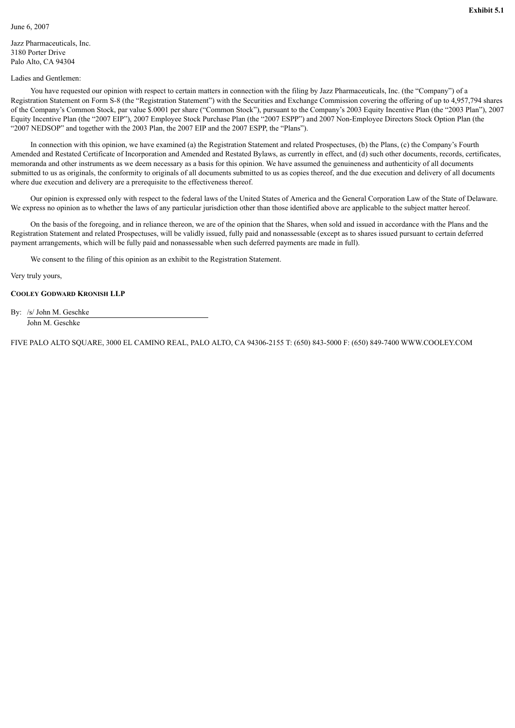**Exhibit 5.1**

June 6, 2007

Jazz Pharmaceuticals, Inc.
3180 Porter Drive
Palo Alto, CA 94304

Ladies and Gentlemen:

You have requested our opinion with respect to certain matters in connection with the filing by Jazz Pharmaceuticals, Inc. (the "Company") of a Registration Statement on Form S-8 (the "Registration Statement") with the Securities and Exchange Commission covering the offering of up to 4,957,794 shares of the Company's Common Stock, par value $.0001 per share ("Common Stock"), pursuant to the Company's 2003 Equity Incentive Plan (the "2003 Plan"), 2007 Equity Incentive Plan (the "2007 EIP"), 2007 Employee Stock Purchase Plan (the "2007 ESPP") and 2007 Non-Employee Directors Stock Option Plan (the "2007 NEDSOP" and together with the 2003 Plan, the 2007 EIP and the 2007 ESPP, the "Plans").

In connection with this opinion, we have examined (a) the Registration Statement and related Prospectuses, (b) the Plans, (c) the Company's Fourth Amended and Restated Certificate of Incorporation and Amended and Restated Bylaws, as currently in effect, and (d) such other documents, records, certificates, memoranda and other instruments as we deem necessary as a basis for this opinion. We have assumed the genuineness and authenticity of all documents submitted to us as originals, the conformity to originals of all documents submitted to us as copies thereof, and the due execution and delivery of all documents where due execution and delivery are a prerequisite to the effectiveness thereof.

Our opinion is expressed only with respect to the federal laws of the United States of America and the General Corporation Law of the State of Delaware. We express no opinion as to whether the laws of any particular jurisdiction other than those identified above are applicable to the subject matter hereof.

On the basis of the foregoing, and in reliance thereon, we are of the opinion that the Shares, when sold and issued in accordance with the Plans and the Registration Statement and related Prospectuses, will be validly issued, fully paid and nonassessable (except as to shares issued pursuant to certain deferred payment arrangements, which will be fully paid and nonassessable when such deferred payments are made in full).

We consent to the filing of this opinion as an exhibit to the Registration Statement.

Very truly yours,

**COOLEY GODWARD KRONISH LLP**

By: /s/ John M. Geschke
John M. Geschke

FIVE PALO ALTO SQUARE, 3000 EL CAMINO REAL, PALO ALTO, CA 94306-2155 T: (650) 843-5000 F: (650) 849-7400 WWW.COOLEY.COM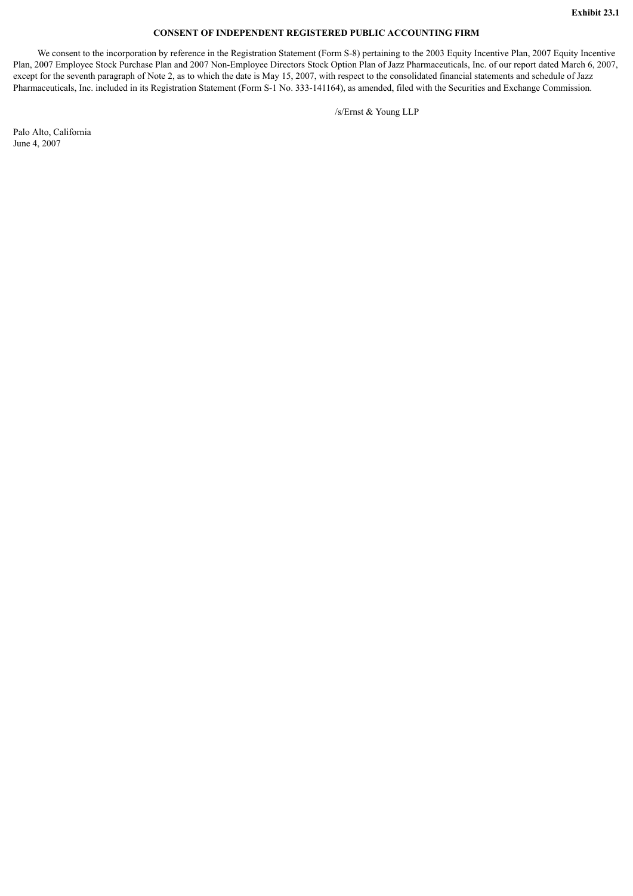**Exhibit 23.1**

**CONSENT OF INDEPENDENT REGISTERED PUBLIC ACCOUNTING FIRM**

We consent to the incorporation by reference in the Registration Statement (Form S-8) pertaining to the 2003 Equity Incentive Plan, 2007 Equity Incentive Plan, 2007 Employee Stock Purchase Plan and 2007 Non-Employee Directors Stock Option Plan of Jazz Pharmaceuticals, Inc. of our report dated March 6, 2007, except for the seventh paragraph of Note 2, as to which the date is May 15, 2007, with respect to the consolidated financial statements and schedule of Jazz Pharmaceuticals, Inc. included in its Registration Statement (Form S-1 No. 333-141164), as amended, filed with the Securities and Exchange Commission.

/s/Ernst & Young LLP

Palo Alto, California
June 4, 2007